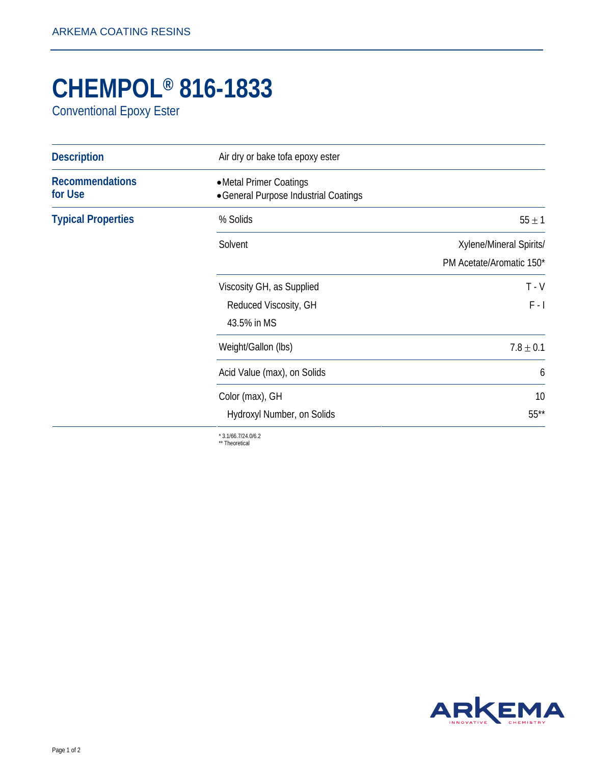ARKEMA COATING RESINS

# CHEMPOL® 816-1833

## Conventional Epoxy Ester

| | | |
|---|---|---|
| **Description** | Air dry or bake tofa epoxy ester | |
| **Recommendations for Use** | • Metal Primer Coatings<br>• General Purpose Industrial Coatings | |
| **Typical Properties** | % Solids | 55 ± 1 |
| | Solvent | Xylene/Mineral Spirits/<br>PM Acetate/Aromatic 150* |
| | Viscosity GH, as Supplied | T - V |
| | Reduced Viscosity, GH<br>43.5% in MS | F - I |
| | Weight/Gallon (lbs) | 7.8 ± 0.1 |
| | Acid Value (max), on Solids | 6 |
| | Color (max), GH | 10 |
| | Hydroxyl Number, on Solids | 55** |

\* 3.1/66.7/24.0/6.2
\*\* Theoretical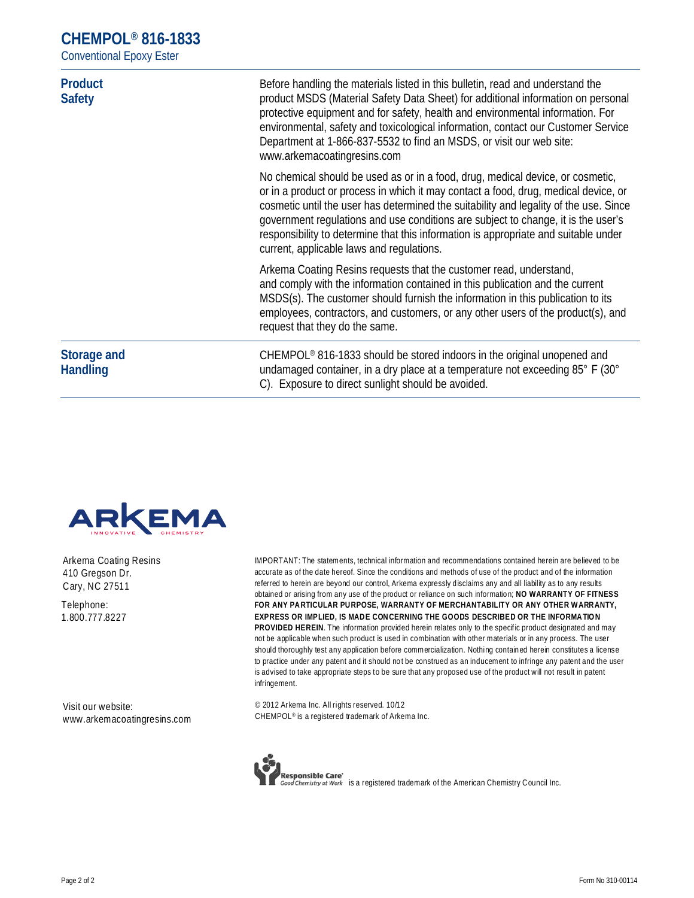# CHEMPOL® 816-1833

Conventional Epoxy Ester

## Product Safety

Before handling the materials listed in this bulletin, read and understand the product MSDS (Material Safety Data Sheet) for additional information on personal protective equipment and for safety, health and environmental information. For environmental, safety and toxicological information, contact our Customer Service Department at 1-866-837-5532 to find an MSDS, or visit our web site: www.arkemacoatingresins.com

No chemical should be used as or in a food, drug, medical device, or cosmetic, or in a product or process in which it may contact a food, drug, medical device, or cosmetic until the user has determined the suitability and legality of the use. Since government regulations and use conditions are subject to change, it is the user's responsibility to determine that this information is appropriate and suitable under current, applicable laws and regulations.

Arkema Coating Resins requests that the customer read, understand, and comply with the information contained in this publication and the current MSDS(s). The customer should furnish the information in this publication to its employees, contractors, and customers, or any other users of the product(s), and request that they do the same.

## Storage and Handling

CHEMPOL® 816-1833 should be stored indoors in the original unopened and undamaged container, in a dry place at a temperature not exceeding 85° F (30° C). Exposure to direct sunlight should be avoided.

ARKEMA
INNOVATIVE CHEMISTRY

Arkema Coating Resins
410 Gregson Dr.
Cary, NC 27511

Telephone:
1.800.777.8227

Visit our website:
www.arkemacoatingresins.com

IMPORTANT: The statements, technical information and recommendations contained herein are believed to be accurate as of the date hereof. Since the conditions and methods of use of the product and of the information referred to herein are beyond our control, Arkema expressly disclaims any and all liability as to any results obtained or arising from any use of the product or reliance on such information; **NO WARRANTY OF FITNESS FOR ANY PARTICULAR PURPOSE, WARRANTY OF MERCHANTABILITY OR ANY OTHER WARRANTY, EXPRESS OR IMPLIED, IS MADE CONCERNING THE GOODS DESCRIBED OR THE INFORMATION PROVIDED HEREIN**. The information provided herein relates only to the specific product designated and may not be applicable when such product is used in combination with other materials or in any process. The user should thoroughly test any application before commercialization. Nothing contained herein constitutes a license to practice under any patent and it should not be construed as an inducement to infringe any patent and the user is advised to take appropriate steps to be sure that any proposed use of the product will not result in patent infringement.

© 2012 Arkema Inc. All rights reserved. 10/12
CHEMPOL® is a registered trademark of Arkema Inc.

Responsible Care® Good Chemistry at Work is a registered trademark of the American Chemistry Council Inc.

Form No 310-00114